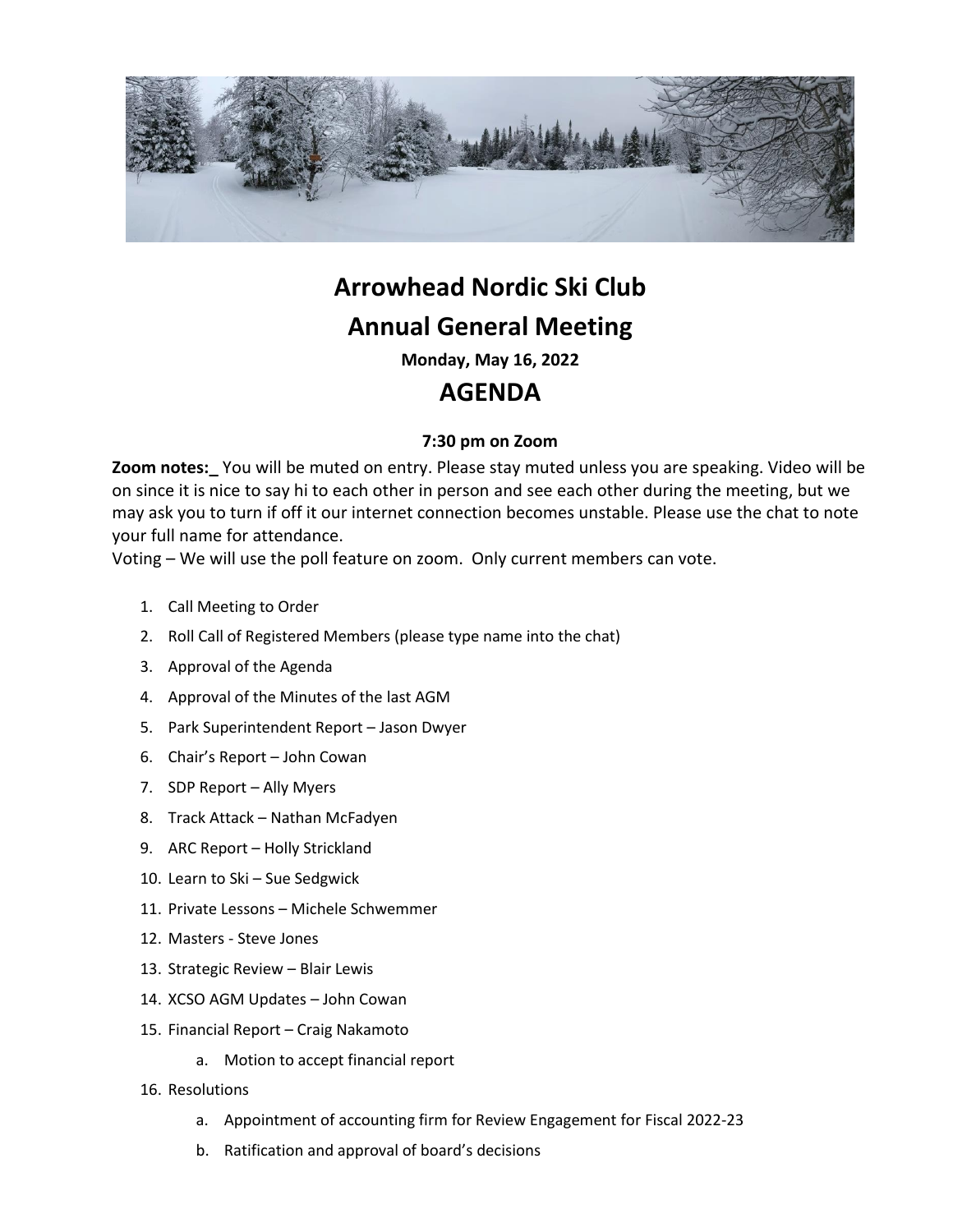# Arrowhead Nordic Ski Club

# Annual General Meeting

**Monday, May 16, 2022**

# AGENDA

**7:30 pm on Zoom**

**Zoom notes:_** You will be muted on entry. Please stay muted unless you are speaking. Video will be on since it is nice to say hi to each other in person and see each other during the meeting, but we may ask you to turn if off it our internet connection becomes unstable. Please use the chat to note your full name for attendance.

Voting – We will use the poll feature on zoom. Only current members can vote.

1. Call Meeting to Order
2. Roll Call of Registered Members (please type name into the chat)
3. Approval of the Agenda
4. Approval of the Minutes of the last AGM
5. Park Superintendent Report – Jason Dwyer
6. Chair's Report – John Cowan
7. SDP Report – Ally Myers
8. Track Attack – Nathan McFadyen
9. ARC Report – Holly Strickland
10. Learn to Ski – Sue Sedgwick
11. Private Lessons – Michele Schwemmer
12. Masters - Steve Jones
13. Strategic Review – Blair Lewis
14. XCSO AGM Updates – John Cowan
15. Financial Report – Craig Nakamoto
    a. Motion to accept financial report
16. Resolutions
    a. Appointment of accounting firm for Review Engagement for Fiscal 2022-23
    b. Ratification and approval of board's decisions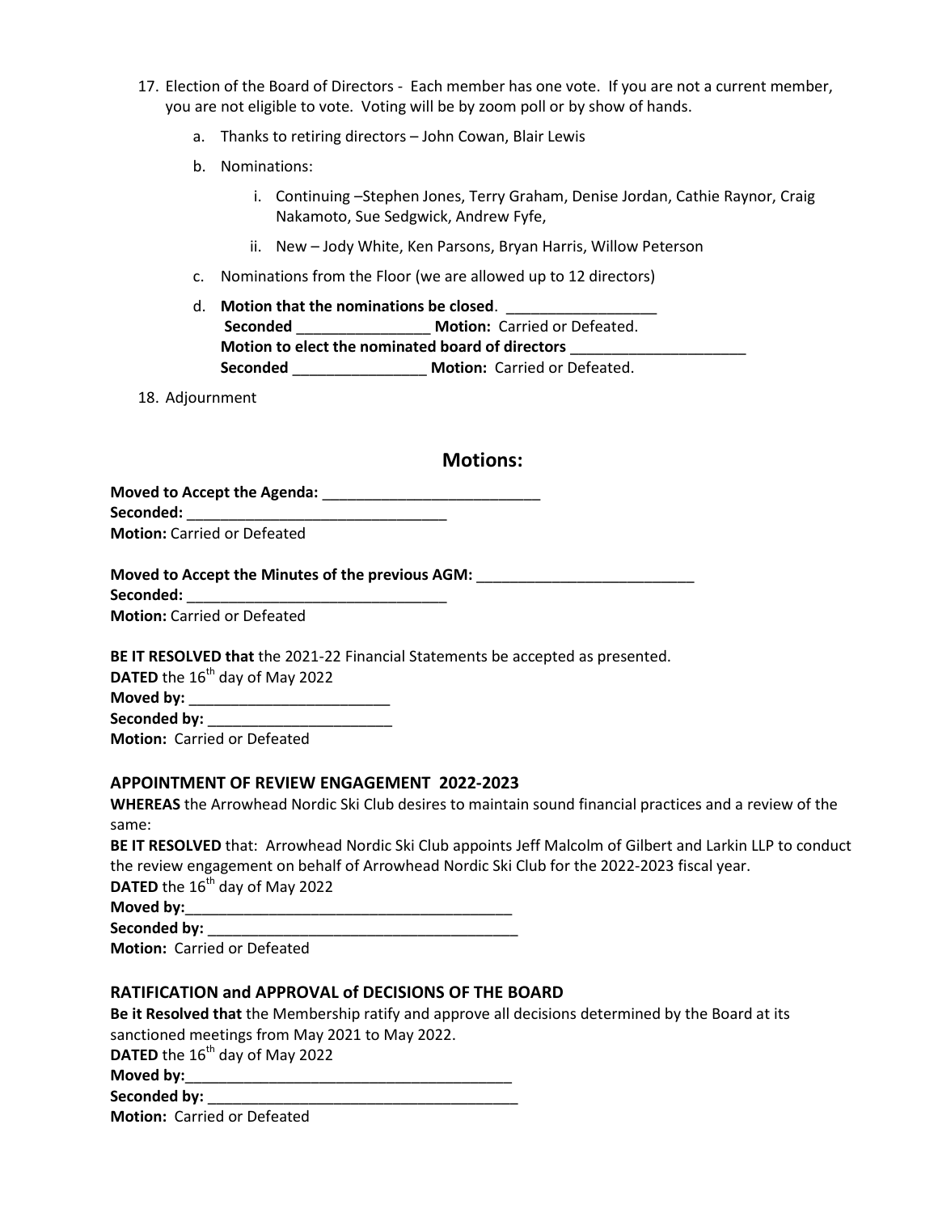17. Election of the Board of Directors - Each member has one vote. If you are not a current member, you are not eligible to vote. Voting will be by zoom poll or by show of hands.

    a. Thanks to retiring directors – John Cowan, Blair Lewis

    b. Nominations:

        i. Continuing –Stephen Jones, Terry Graham, Denise Jordan, Cathie Raynor, Craig Nakamoto, Sue Sedgwick, Andrew Fyfe,

        ii. New – Jody White, Ken Parsons, Bryan Harris, Willow Peterson

    c. Nominations from the Floor (we are allowed up to 12 directors)

    d. **Motion that the nominations be closed**. __________________
    **Seconded** ________________ **Motion:** Carried or Defeated.
    **Motion to elect the nominated board of directors** _____________________
    **Seconded** ________________ **Motion:** Carried or Defeated.

18. Adjournment

## Motions:

**Moved to Accept the Agenda:** __________________________
**Seconded:** _______________________________
**Motion:** Carried or Defeated

**Moved to Accept the Minutes of the previous AGM:** __________________________
**Seconded:** _______________________________
**Motion:** Carried or Defeated

**BE IT RESOLVED that** the 2021-22 Financial Statements be accepted as presented.
**DATED** the 16th day of May 2022
**Moved by:** ________________________
**Seconded by:** ______________________
**Motion:** Carried or Defeated

### APPOINTMENT OF REVIEW ENGAGEMENT 2022-2023

**WHEREAS** the Arrowhead Nordic Ski Club desires to maintain sound financial practices and a review of the same:
**BE IT RESOLVED** that: Arrowhead Nordic Ski Club appoints Jeff Malcolm of Gilbert and Larkin LLP to conduct the review engagement on behalf of Arrowhead Nordic Ski Club for the 2022-2023 fiscal year.
**DATED** the 16th day of May 2022
**Moved by:**_______________________________________
**Seconded by:** ______________________________________
**Motion:** Carried or Defeated

### RATIFICATION and APPROVAL of DECISIONS OF THE BOARD

**Be it Resolved that** the Membership ratify and approve all decisions determined by the Board at its sanctioned meetings from May 2021 to May 2022.
**DATED** the 16th day of May 2022
**Moved by:**_______________________________________
**Seconded by:** ______________________________________
**Motion:** Carried or Defeated